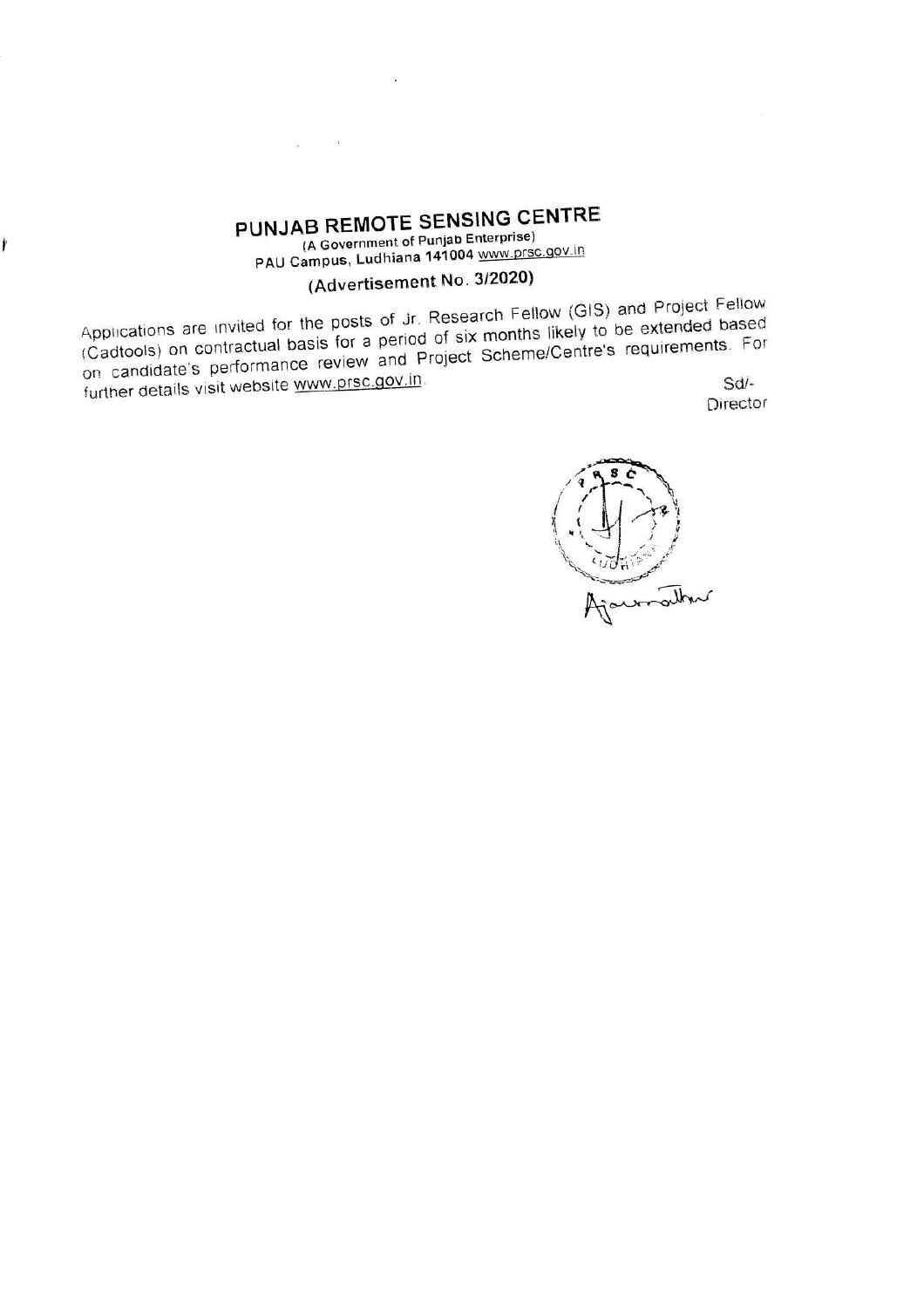# PUNJAB REMOTE SENSING CENTRE

**(A Government of Punjab Enterprise)**

**PAU Campus, Ludhiana 141004 www.prsc.gov.in**

## (Advertisement No. 3/2020)

Applications are invited for the posts of Jr. Research Fellow (GIS) and Project Fellow (Cadtools) on contractual basis for a period of six months likely to be extended based on candidate's performance review and Project Scheme/Centre's requirements. For further details visit website www.prsc.gov.in.

Sd/-

Director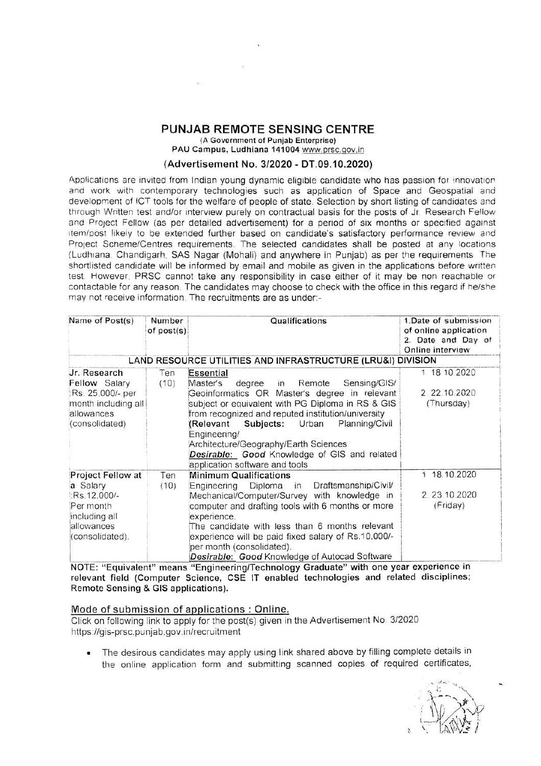# PUNJAB REMOTE SENSING CENTRE

(A Government of Punjab Enterprise)
PAU Campus, Ludhiana 141004 www.prsc.gov.in

## (Advertisement No. 3/2020 - DT.09.10.2020)

Applications are invited from Indian young dynamic eligible candidate who has passion for innovation and work with contemporary technologies such as application of Space and Geospatial and development of ICT tools for the welfare of people of state. Selection by short listing of candidates and through Written test and/or interview purely on contractual basis for the posts of Jr. Research Fellow and Project Fellow (as per detailed advertisement) for a period of six months or specified against item/post likely to be extended further based on candidate's satisfactory performance review and Project Scheme/Centres requirements. The selected candidates shall be posted at any locations (Ludhiana, Chandigarh, SAS Nagar (Mohali) and anywhere in Punjab) as per the requirements. The shortlisted candidate will be informed by email and mobile as given in the applications before written test. However, PRSC cannot take any responsibility in case either of it may be non reachable or contactable for any reason. The candidates may choose to check with the office in this regard if he/she may not receive information. The recruitments are as under:-

| Name of Post(s) | Number of post(s) | Qualifications | 1. Date of submission of online application 2. Date and Day of Online interview |
|---|---|---|---|
| **LAND RESOURCE UTILITIES AND INFRASTRUCTURE (LRU&I) DIVISION** | | | |
| **Jr. Research Fellow** Salary :Rs. 25,000/- per month including all allowances (consolidated) | Ten (10) | **Essential** Master's degree in Remote Sensing/GIS/ Geoinformatics OR Master's degree in relevant subject or equivalent with PG Diploma in RS & GIS from recognized and reputed institution/university (**Relevant Subjects:** Urban Planning/Civil Engineering/ Architecture/Geography/Earth Sciences ***Desirable:*** ***Good*** Knowledge of GIS and related application software and tools | 1. 18.10.2020 2. 22.10.2020 (Thursday) |
| **Project Fellow at** a Salary :Rs.12,000/- Per month including all allowances (consolidated). | Ten (10) | **Minimum Qualifications** Engineering Diploma in Draftsmanship/Civil/ Mechanical/Computer/Survey with knowledge in computer and drafting tools with 6 months or more experience. The candidate with less than 6 months relevant experience will be paid fixed salary of Rs.10,000/- per month (consolidated). ***Desirable:*** ***Good*** Knowledge of Autocad Software | 1. 18.10.2020 2. 23.10.2020 (Friday) |

**NOTE: "Equivalent" means "Engineering/Technology Graduate" with one year experience in relevant field (Computer Science, CSE IT enabled technologies and related disciplines; Remote Sensing & GIS applications).**

Mode of submission of applications : Online.

Click on following link to apply for the post(s) given in the Advertisement No. 3/2020
https://gis-prsc.punjab.gov.in/recruitment

- The desirous candidates may apply using link shared above by filling complete details in the online application form and submitting scanned copies of required certificates,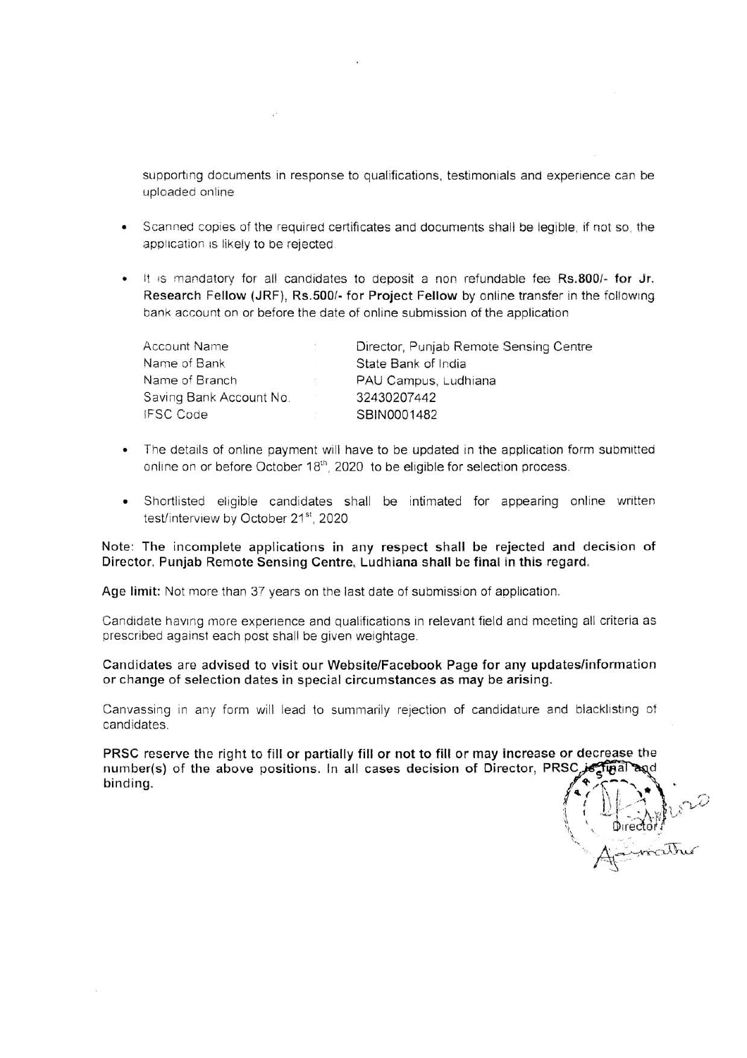supporting documents in response to qualifications, testimonials and experience can be uploaded online

- Scanned copies of the required certificates and documents shall be legible, if not so, the application is likely to be rejected.

- It is mandatory for all candidates to deposit a non refundable fee **Rs.800/- for Jr. Research Fellow (JRF)**, **Rs.500/- for Project Fellow** by online transfer in the following bank account on or before the date of online submission of the application

| | |
|---|---|
| Account Name | Director, Punjab Remote Sensing Centre |
| Name of Bank | State Bank of India |
| Name of Branch | PAU Campus, Ludhiana |
| Saving Bank Account No. | 32430207442 |
| IFSC Code | SBIN0001482 |

- The details of online payment will have to be updated in the application form submitted online on or before October 18th, 2020 to be eligible for selection process.

- Shortlisted eligible candidates shall be intimated for appearing online written test/interview by October 21st, 2020

**Note: The incomplete applications in any respect shall be rejected and decision of Director, Punjab Remote Sensing Centre, Ludhiana shall be final in this regard.**

**Age limit:** Not more than 37 years on the last date of submission of application.

Candidate having more experience and qualifications in relevant field and meeting all criteria as prescribed against each post shall be given weightage.

**Candidates are advised to visit our Website/Facebook Page for any updates/information or change of selection dates in special circumstances as may be arising.**

Canvassing in any form will lead to summarily rejection of candidature and blacklisting of candidates.

**PRSC reserve the right to fill or partially fill or not to fill or may increase or decrease the number(s) of the above positions. In all cases decision of Director, PRSC is final and binding.**

Director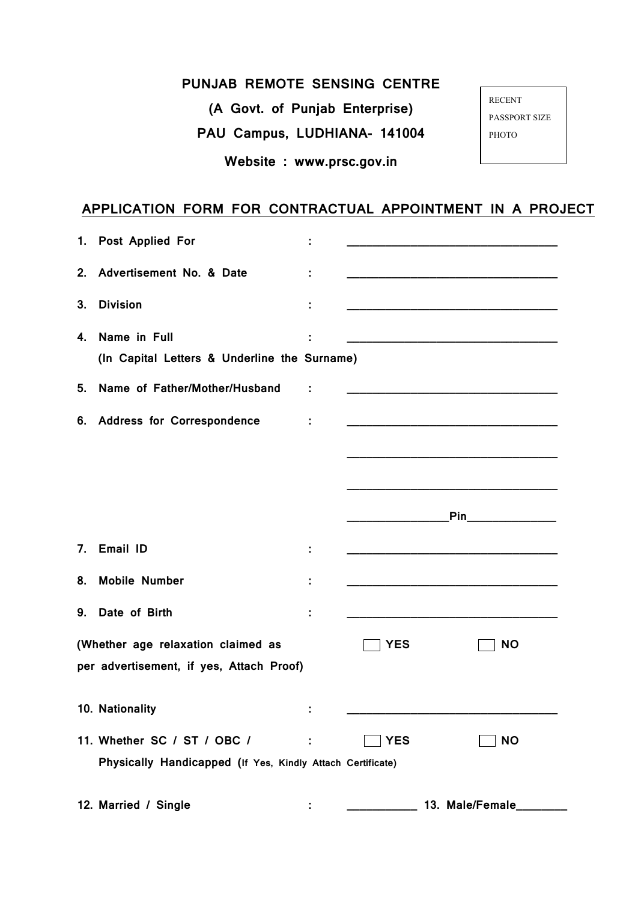**PUNJAB REMOTE SENSING CENTRE**

**(A Govt. of Punjab Enterprise)**

**PAU Campus, LUDHIANA- 141004**

**Website : www.prsc.gov.in**

RECENT
PASSPORT SIZE
PHOTO

## APPLICATION FORM FOR CONTRACTUAL APPOINTMENT IN A PROJECT

**1. Post Applied For** : ________________________________

**2. Advertisement No. & Date** : ________________________________

**3. Division** : ________________________________

**4. Name in Full** : ________________________________
**(In Capital Letters & Underline the Surname)**

**5. Name of Father/Mother/Husband** : ________________________________

**6. Address for Correspondence** : ________________________________

________________________________

________________________________

_______________Pin_____________

**7. Email ID** : ________________________________

**8. Mobile Number** : ________________________________

**9. Date of Birth** : ________________________________

**(Whether age relaxation claimed as per advertisement, if yes, Attach Proof)** ☐ **YES** ☐ **NO**

**10. Nationality** : ________________________________

**11. Whether SC / ST / OBC / Physically Handicapped (If Yes, Kindly Attach Certificate)** : ☐ **YES** ☐ **NO**

**12. Married / Single** : ___________ **13. Male/Female**________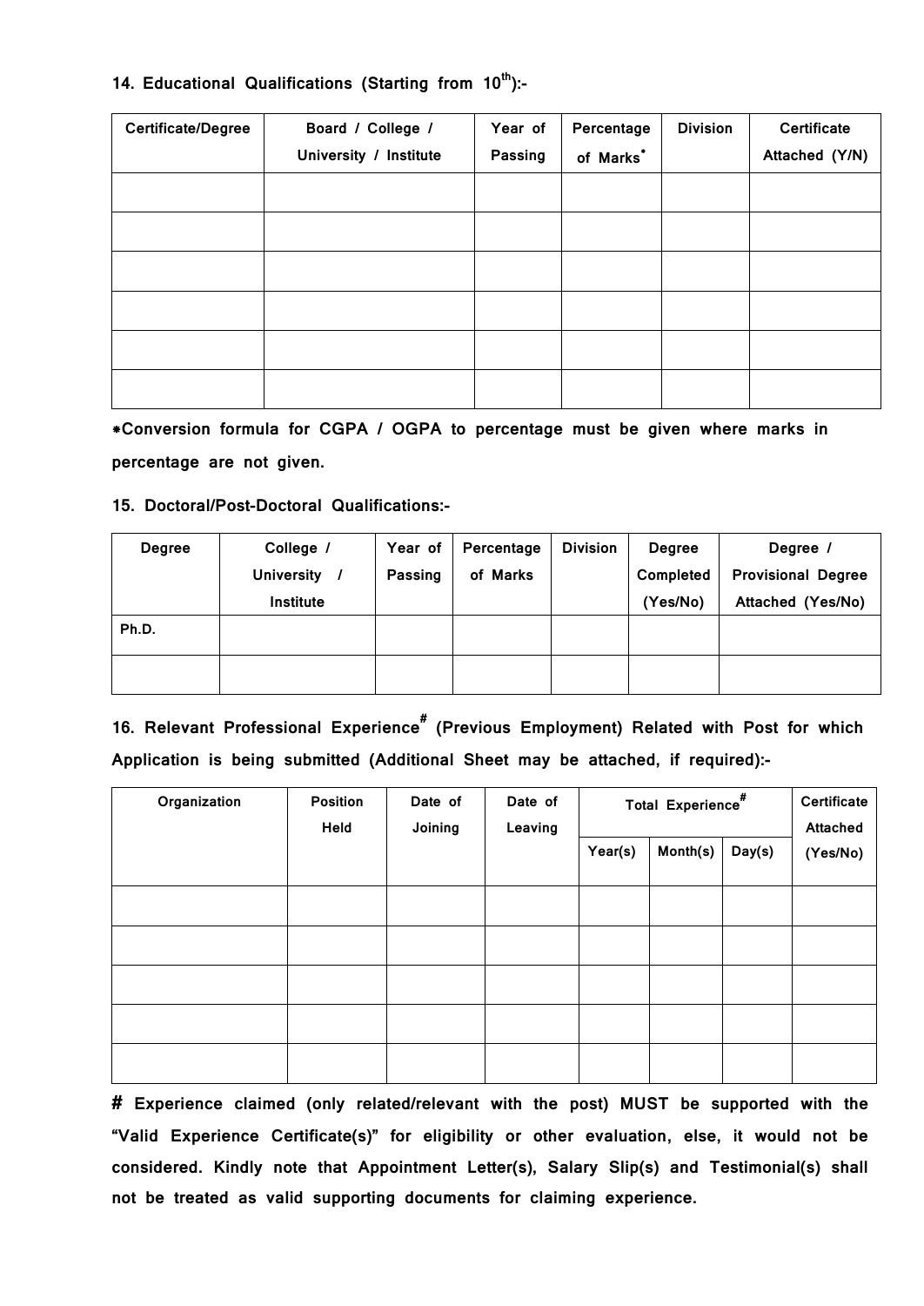**14. Educational Qualifications (Starting from 10th):-**

| Certificate/Degree | Board / College / University / Institute | Year of Passing | Percentage of Marks* | Division | Certificate Attached (Y/N) |
|---|---|---|---|---|---|
| | | | | | |
| | | | | | |
| | | | | | |
| | | | | | |
| | | | | | |
| | | | | | |

**\*Conversion formula for CGPA / OGPA to percentage must be given where marks in percentage are not given.**

**15. Doctoral/Post-Doctoral Qualifications:-**

| Degree | College / University / Institute | Year of Passing | Percentage of Marks | Division | Degree Completed (Yes/No) | Degree / Provisional Degree Attached (Yes/No) |
|---|---|---|---|---|---|---|
| Ph.D. | | | | | | |
| | | | | | | |

**16. Relevant Professional Experience# (Previous Employment) Related with Post for which Application is being submitted (Additional Sheet may be attached, if required):-**

| Organization | Position Held | Date of Joining | Date of Leaving | Total Experience# | | | Certificate Attached (Yes/No) |
|---|---|---|---|---|---|---|---|
| | | | | Year(s) | Month(s) | Day(s) | |
| | | | | | | | |
| | | | | | | | |
| | | | | | | | |
| | | | | | | | |
| | | | | | | | |

**# Experience claimed (only related/relevant with the post) MUST be supported with the "Valid Experience Certificate(s)" for eligibility or other evaluation, else, it would not be considered. Kindly note that Appointment Letter(s), Salary Slip(s) and Testimonial(s) shall not be treated as valid supporting documents for claiming experience.**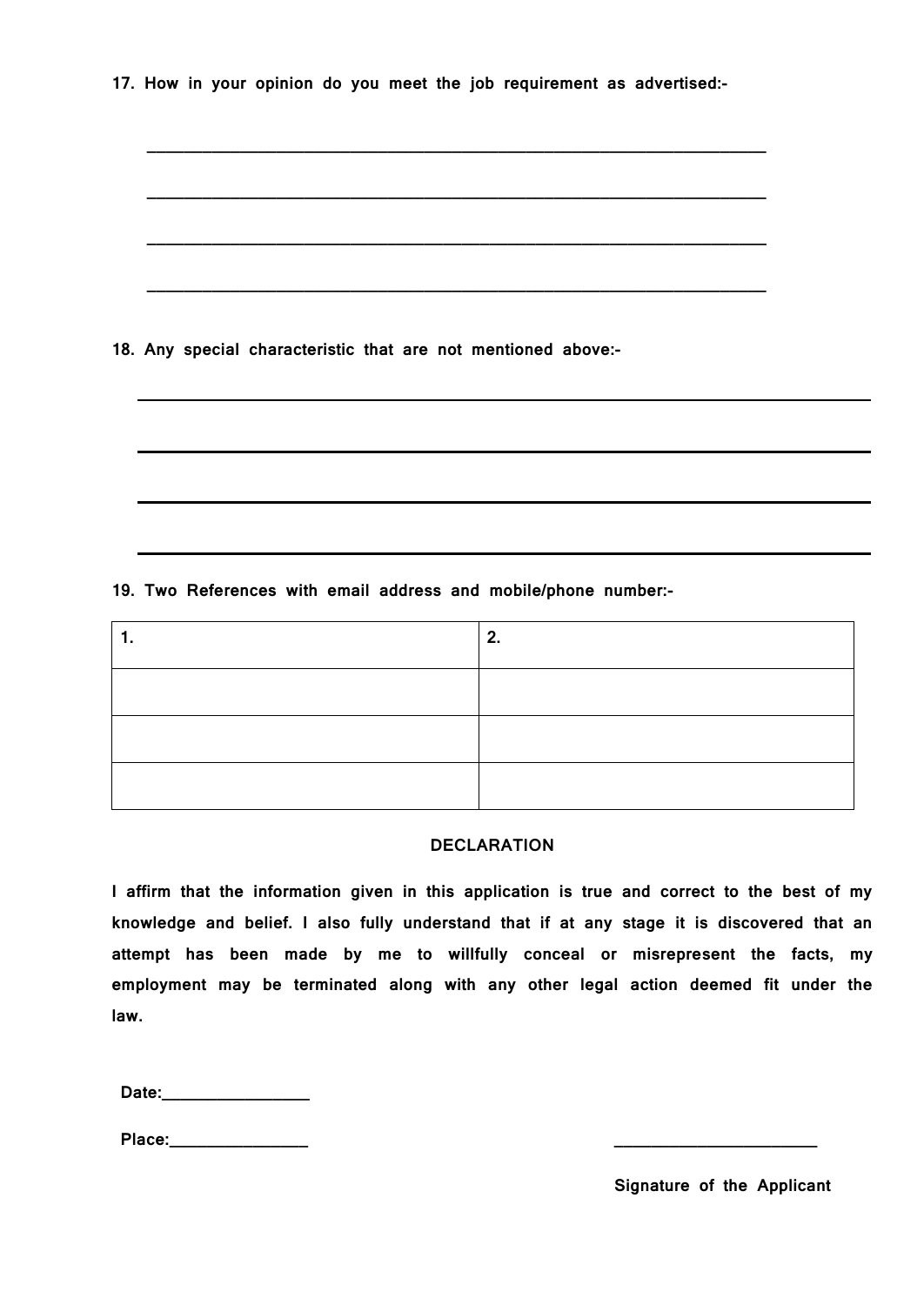**17. How in your opinion do you meet the job requirement as advertised:-**

______________________________________________________________________

______________________________________________________________________

______________________________________________________________________

______________________________________________________________________

**18. Any special characteristic that are not mentioned above:-**

______________________________________________________________________

______________________________________________________________________

______________________________________________________________________

______________________________________________________________________

**19. Two References with email address and mobile/phone number:-**

| 1. | 2. |
|---|---|
| | |
| | |
| | |

**DECLARATION**

**I affirm that the information given in this application is true and correct to the best of my knowledge and belief. I also fully understand that if at any stage it is discovered that an attempt has been made by me to willfully conceal or misrepresent the facts, my employment may be terminated along with any other legal action deemed fit under the law.**

**Date:________________**

**Place:_______________** _______________________

**Signature of the Applicant**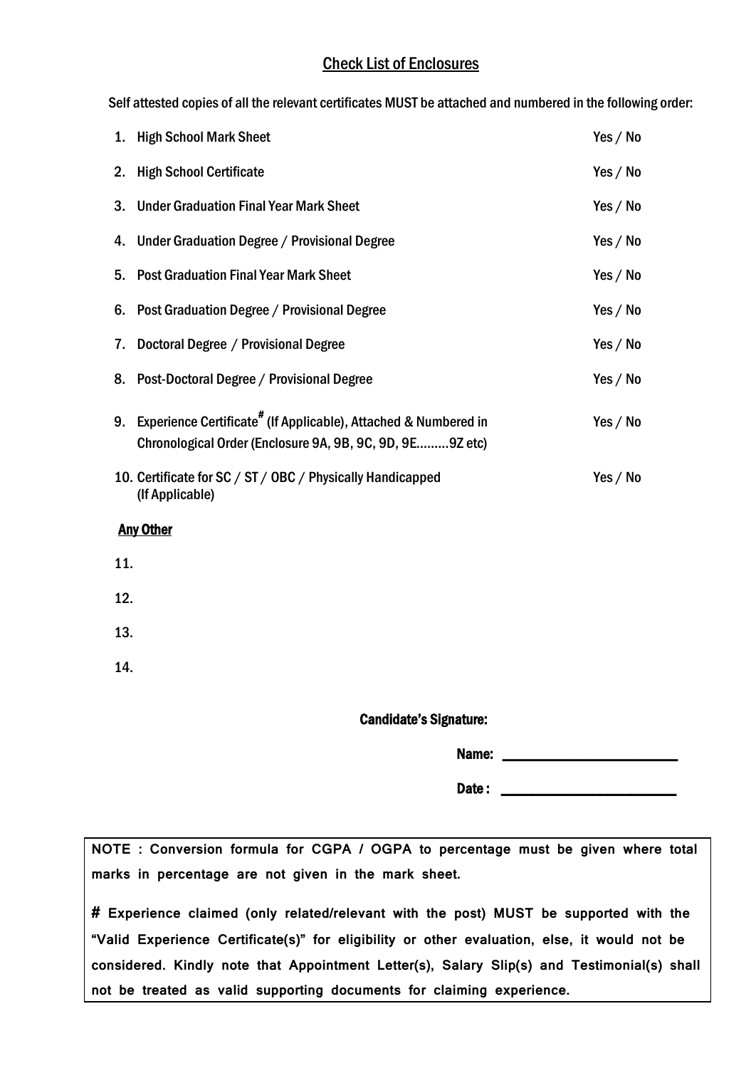## Check List of Enclosures

Self attested copies of all the relevant certificates MUST be attached and numbered in the following order:

| | | |
|---|---|---|
| 1. | High School Mark Sheet | Yes / No |
| 2. | High School Certificate | Yes / No |
| 3. | Under Graduation Final Year Mark Sheet | Yes / No |
| 4. | Under Graduation Degree / Provisional Degree | Yes / No |
| 5. | Post Graduation Final Year Mark Sheet | Yes / No |
| 6. | Post Graduation Degree / Provisional Degree | Yes / No |
| 7. | Doctoral Degree / Provisional Degree | Yes / No |
| 8. | Post-Doctoral Degree / Provisional Degree | Yes / No |
| 9. | Experience Certificate# (If Applicable), Attached & Numbered in Chronological Order (Enclosure 9A, 9B, 9C, 9D, 9E.........9Z etc) | Yes / No |
| 10. | Certificate for SC / ST / OBC / Physically Handicapped (If Applicable) | Yes / No |

**Any Other**

11.

12.

13.

14.

**Candidate's Signature:**

**Name:** ________________________

**Date :** ________________________

**NOTE : Conversion formula for CGPA / OGPA to percentage must be given where total marks in percentage are not given in the mark sheet.**

**# Experience claimed (only related/relevant with the post) MUST be supported with the "Valid Experience Certificate(s)" for eligibility or other evaluation, else, it would not be considered. Kindly note that Appointment Letter(s), Salary Slip(s) and Testimonial(s) shall not be treated as valid supporting documents for claiming experience.**